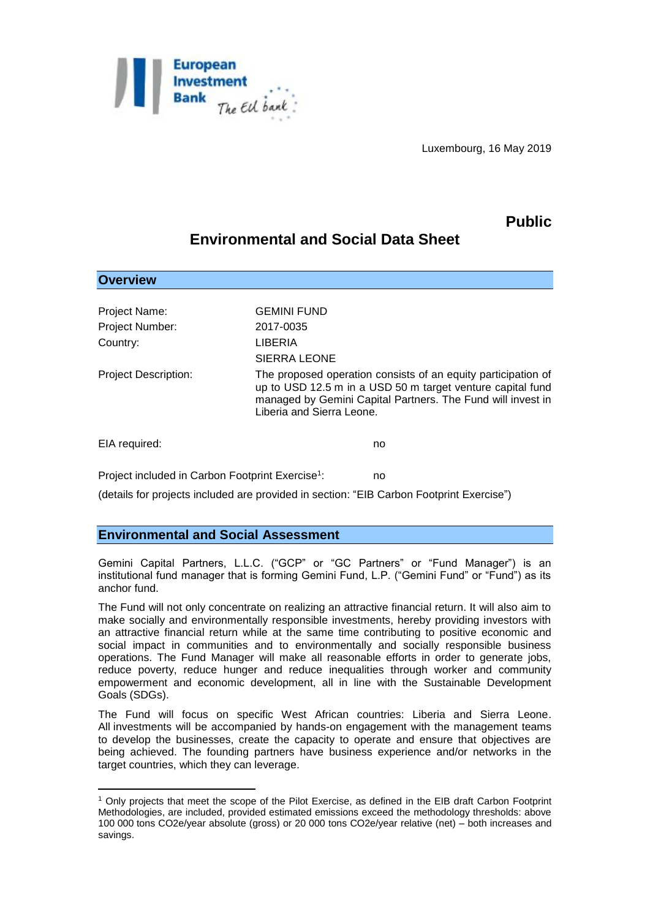Luxembourg, 16 May 2019

**Public**

# Environmental and Social Data Sheet

## Overview

| | |
|---|---|
| Project Name: | GEMINI FUND |
| Project Number: | 2017-0035 |
| Country: | LIBERIA<br>SIERRA LEONE |
| Project Description: | The proposed operation consists of an equity participation of up to USD 12.5 m in a USD 50 m target venture capital fund managed by Gemini Capital Partners. The Fund will invest in Liberia and Sierra Leone. |

EIA required: no

Project included in Carbon Footprint Exercise[1]: no

(details for projects included are provided in section: "EIB Carbon Footprint Exercise")

## Environmental and Social Assessment

Gemini Capital Partners, L.L.C. ("GCP" or "GC Partners" or "Fund Manager") is an institutional fund manager that is forming Gemini Fund, L.P. ("Gemini Fund" or "Fund") as its anchor fund.

The Fund will not only concentrate on realizing an attractive financial return. It will also aim to make socially and environmentally responsible investments, hereby providing investors with an attractive financial return while at the same time contributing to positive economic and social impact in communities and to environmentally and socially responsible business operations. The Fund Manager will make all reasonable efforts in order to generate jobs, reduce poverty, reduce hunger and reduce inequalities through worker and community empowerment and economic development, all in line with the Sustainable Development Goals (SDGs).

The Fund will focus on specific West African countries: Liberia and Sierra Leone. All investments will be accompanied by hands-on engagement with the management teams to develop the businesses, create the capacity to operate and ensure that objectives are being achieved. The founding partners have business experience and/or networks in the target countries, which they can leverage.

---

[1] Only projects that meet the scope of the Pilot Exercise, as defined in the EIB draft Carbon Footprint Methodologies, are included, provided estimated emissions exceed the methodology thresholds: above 100 000 tons CO2e/year absolute (gross) or 20 000 tons CO2e/year relative (net) – both increases and savings.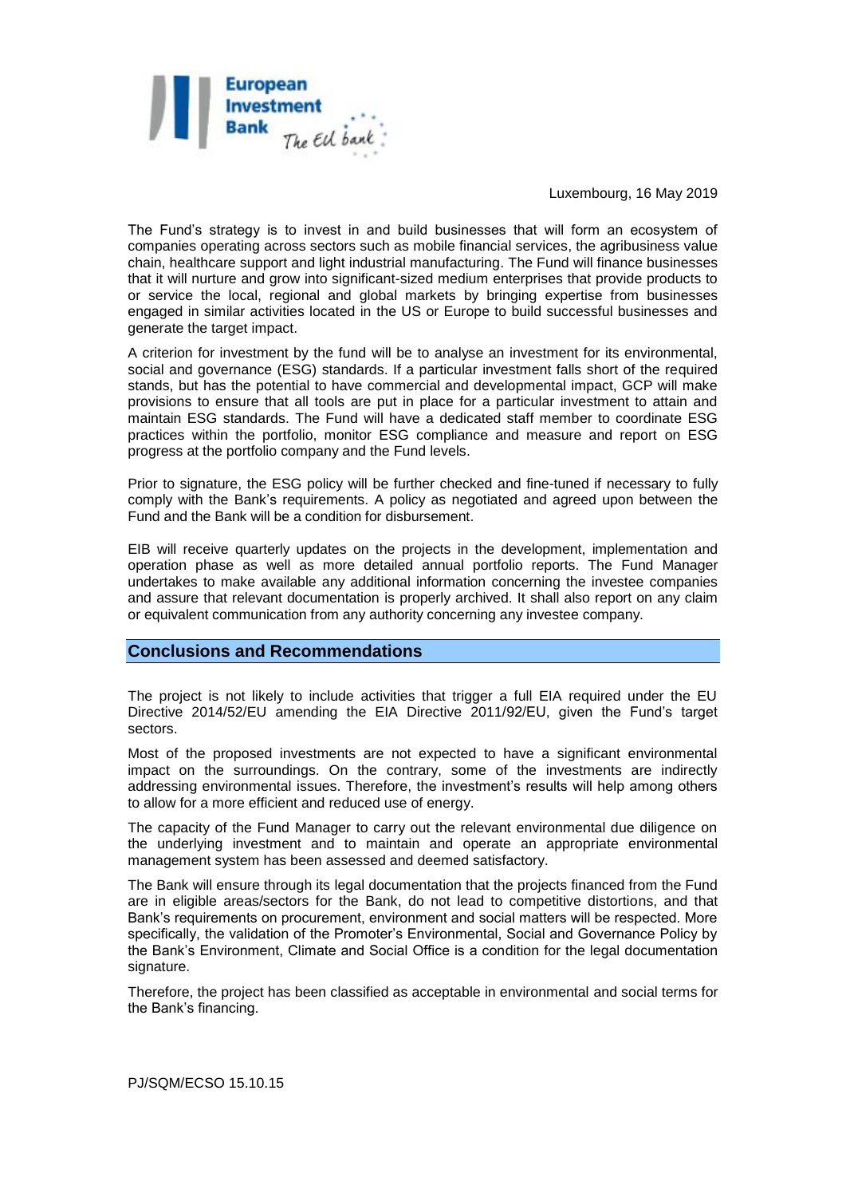Luxembourg, 16 May 2019

The Fund's strategy is to invest in and build businesses that will form an ecosystem of companies operating across sectors such as mobile financial services, the agribusiness value chain, healthcare support and light industrial manufacturing. The Fund will finance businesses that it will nurture and grow into significant-sized medium enterprises that provide products to or service the local, regional and global markets by bringing expertise from businesses engaged in similar activities located in the US or Europe to build successful businesses and generate the target impact.

A criterion for investment by the fund will be to analyse an investment for its environmental, social and governance (ESG) standards. If a particular investment falls short of the required stands, but has the potential to have commercial and developmental impact, GCP will make provisions to ensure that all tools are put in place for a particular investment to attain and maintain ESG standards. The Fund will have a dedicated staff member to coordinate ESG practices within the portfolio, monitor ESG compliance and measure and report on ESG progress at the portfolio company and the Fund levels.

Prior to signature, the ESG policy will be further checked and fine-tuned if necessary to fully comply with the Bank's requirements. A policy as negotiated and agreed upon between the Fund and the Bank will be a condition for disbursement.

EIB will receive quarterly updates on the projects in the development, implementation and operation phase as well as more detailed annual portfolio reports. The Fund Manager undertakes to make available any additional information concerning the investee companies and assure that relevant documentation is properly archived. It shall also report on any claim or equivalent communication from any authority concerning any investee company.

## Conclusions and Recommendations

The project is not likely to include activities that trigger a full EIA required under the EU Directive 2014/52/EU amending the EIA Directive 2011/92/EU, given the Fund's target sectors.

Most of the proposed investments are not expected to have a significant environmental impact on the surroundings. On the contrary, some of the investments are indirectly addressing environmental issues. Therefore, the investment's results will help among others to allow for a more efficient and reduced use of energy.

The capacity of the Fund Manager to carry out the relevant environmental due diligence on the underlying investment and to maintain and operate an appropriate environmental management system has been assessed and deemed satisfactory.

The Bank will ensure through its legal documentation that the projects financed from the Fund are in eligible areas/sectors for the Bank, do not lead to competitive distortions, and that Bank's requirements on procurement, environment and social matters will be respected. More specifically, the validation of the Promoter's Environmental, Social and Governance Policy by the Bank's Environment, Climate and Social Office is a condition for the legal documentation signature.

Therefore, the project has been classified as acceptable in environmental and social terms for the Bank's financing.

PJ/SQM/ECSO 15.10.15